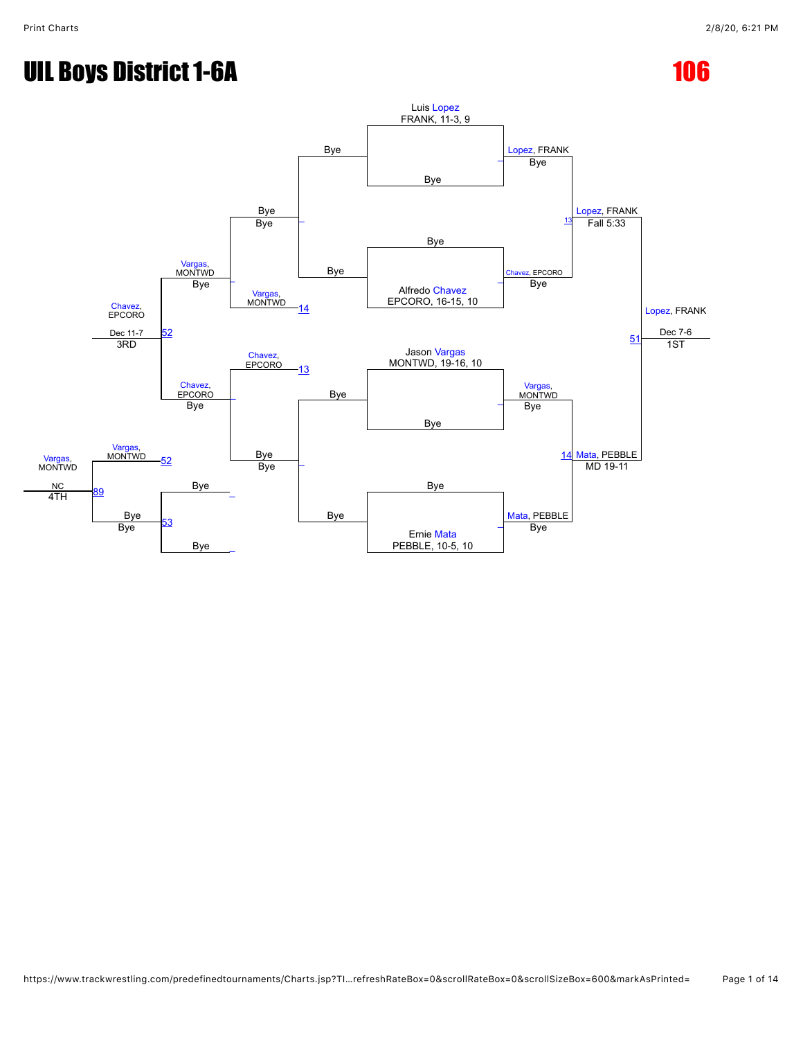# UIL Boys District 1-6A

# 106

**Championship Bracket**

Seeds:
- Luis Lopez, FRANK, 11-3, 9
- Alfredo Chavez, EPCORO, 16-15, 10
- Jason Vargas, MONTWD, 19-16, 10
- Ernie Mata, PEBBLE, 10-5, 10

First round:
- Luis Lopez (FRANK) vs Bye → Lopez, FRANK (Bye)
- Bye vs Alfredo Chavez (EPCORO) → Chavez, EPCORO (Bye)
- Jason Vargas (MONTWD) vs Bye → Vargas, MONTWD (Bye)
- Bye vs Ernie Mata (PEBBLE) → Mata, PEBBLE (Bye)

Semifinals:
- Lopez, FRANK over Chavez, EPCORO — Fall 5:33 (13)
- Mata, PEBBLE over Vargas, MONTWD — MD 19-11 (14)

Final:
- Lopez, FRANK over Mata, PEBBLE — Dec 7-6 (51) — 1ST

**Consolation Bracket**

- Bye vs Bye (Bye, –)
- Vargas, MONTWD (14) vs Bye → Vargas, MONTWD (Bye)
- Chavez, EPCORO (13) vs Bye → Chavez, EPCORO (Bye)
- Bye vs Bye → Bye (53)

3rd place:
- Chavez, EPCORO over Vargas, MONTWD — Dec 11-7 (52) — 3RD

4th place:
- Vargas, MONTWD (52) vs Bye (53) → Vargas, MONTWD — NC (89) — 4TH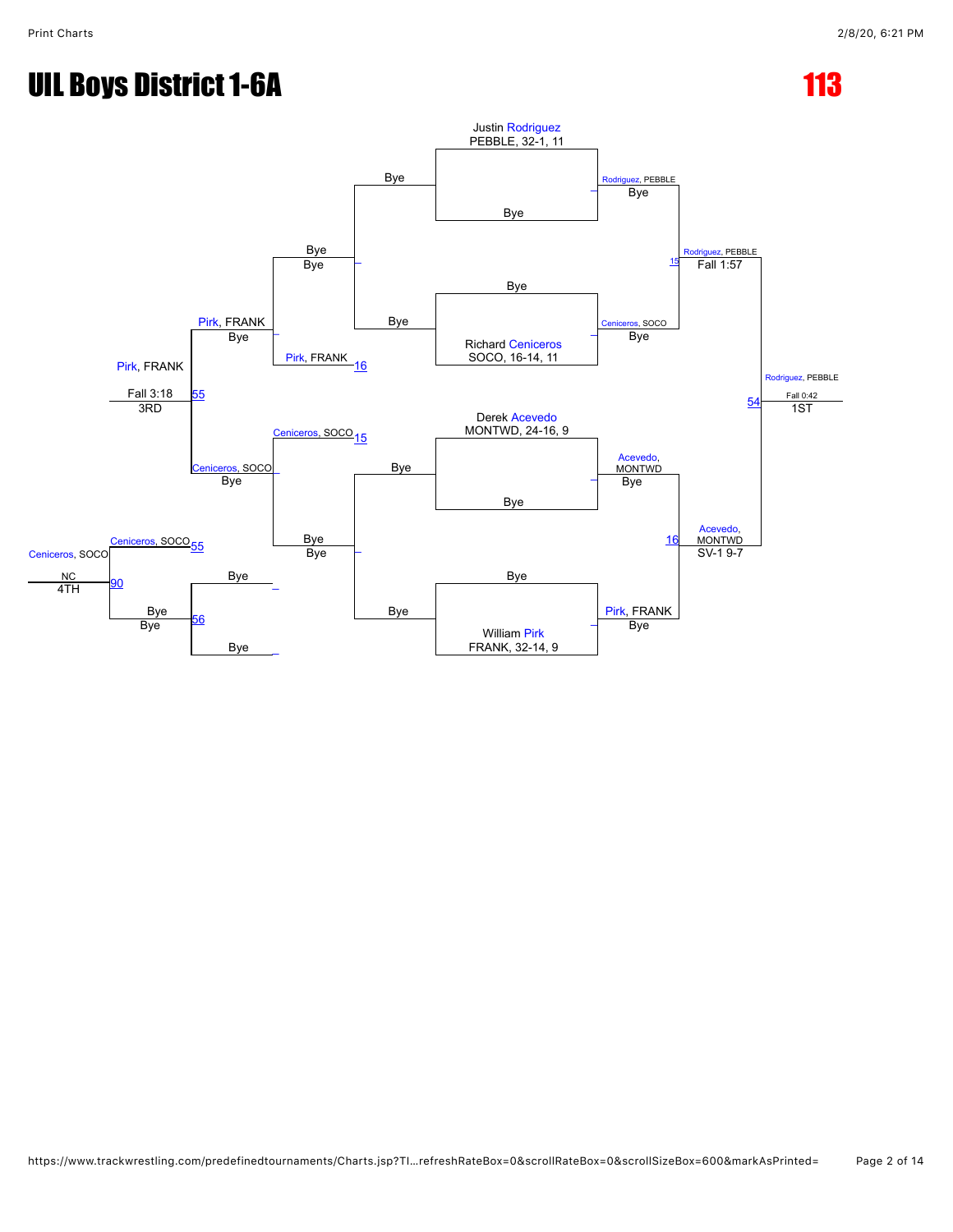# UIL Boys District 1-6A

## 113

### Championship Bracket

**Seeds:**

- Justin Rodriguez, PEBBLE, 32-1, 11
- Richard Ceniceros, SOCO, 16-14, 11
- Derek Acevedo, MONTWD, 24-16, 9
- William Pirk, FRANK, 32-14, 9

**First Round:**

- Justin Rodriguez (PEBBLE) vs Bye — Rodriguez, PEBBLE — Bye
- Bye vs Richard Ceniceros (SOCO) — Ceniceros, SOCO — Bye
- Derek Acevedo (MONTWD) vs Bye — Acevedo, MONTWD — Bye
- Bye vs William Pirk (FRANK) — Pirk, FRANK — Bye

**Semifinals:**

- Match 15: Rodriguez, PEBBLE def. Ceniceros, SOCO — Fall 1:57
- Match 16: Acevedo, MONTWD def. Pirk, FRANK — SV-1 9-7

**Final (Match 54):**

- Rodriguez, PEBBLE def. Acevedo, MONTWD — Fall 0:42 — **1ST**

### Consolation Bracket

- Bye vs Bye — Bye
- Pirk, FRANK (Match 16 loser) — Pirk, FRANK
- Ceniceros, SOCO (Match 15 loser)
- Bye vs Bye — Bye
- Match 55: Pirk, FRANK def. Ceniceros, SOCO — Fall 3:18 — **3RD**
- Match 56: Bye vs Bye — Bye
- Match 55 loser: Ceniceros, SOCO
- Match 90: Ceniceros, SOCO vs Bye — NC — **4TH**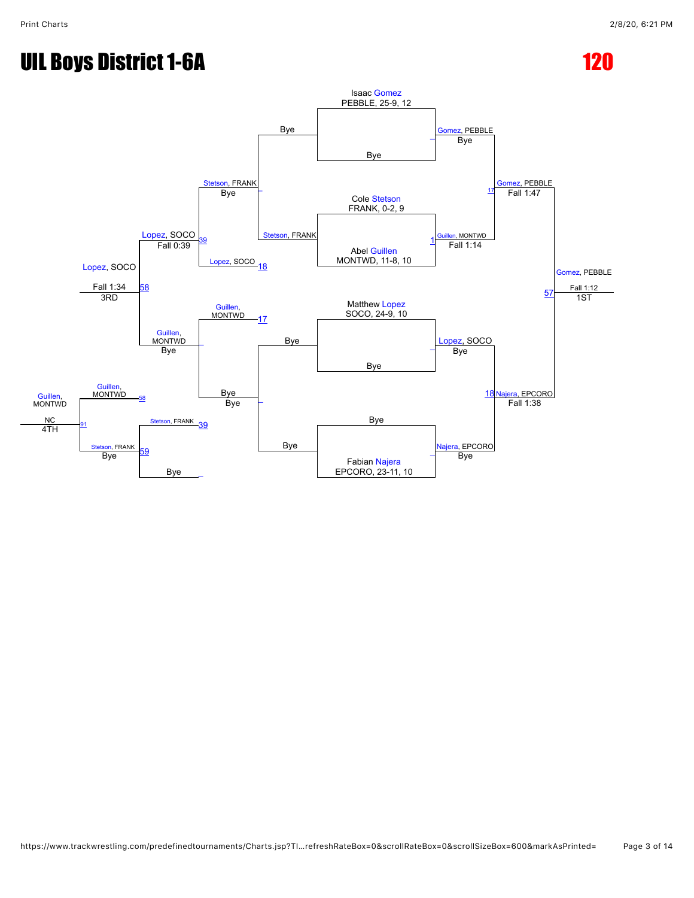# UIL Boys District 1-6A

# 120

## Championship Bracket

**Isaac Gomez** — PEBBLE, 25-9, 12
vs Bye
→ Gomez, PEBBLE — Bye

**Cole Stetson** — FRANK, 0-2, 9
vs **Abel Guillen** — MONTWD, 11-8, 10
→ Guillen, MONTWD — Fall 1:14

Gomez, PEBBLE vs Guillen, MONTWD
→ Gomez, PEBBLE — Fall 1:47

**Matthew Lopez** — SOCO, 24-9, 10
vs Bye
→ Lopez, SOCO — Bye

Bye
vs **Fabian Najera** — EPCORO, 23-11, 10
→ Najera, EPCORO — Bye

Lopez, SOCO vs Najera, EPCORO
→ Najera, EPCORO — Fall 1:38

**Final:** Gomez, PEBBLE vs Najera, EPCORO
→ Gomez, PEBBLE — Fall 1:12 — 1ST

## Consolation Bracket

Bye vs Stetson, FRANK → Stetson, FRANK — Bye

Stetson, FRANK vs Lopez, SOCO → Lopez, SOCO — Bye

Guillen, MONTWD vs Bye → Guillen, MONTWD — Bye

Bye vs Bye → Bye

Lopez, SOCO vs Guillen, MONTWD → Lopez, SOCO — Fall 0:39

Lopez, SOCO — Fall 1:34 — 3RD

Guillen, MONTWD vs Stetson, FRANK → Guillen, MONTWD — NC — 4TH

Stetson, FRANK — Bye

Bye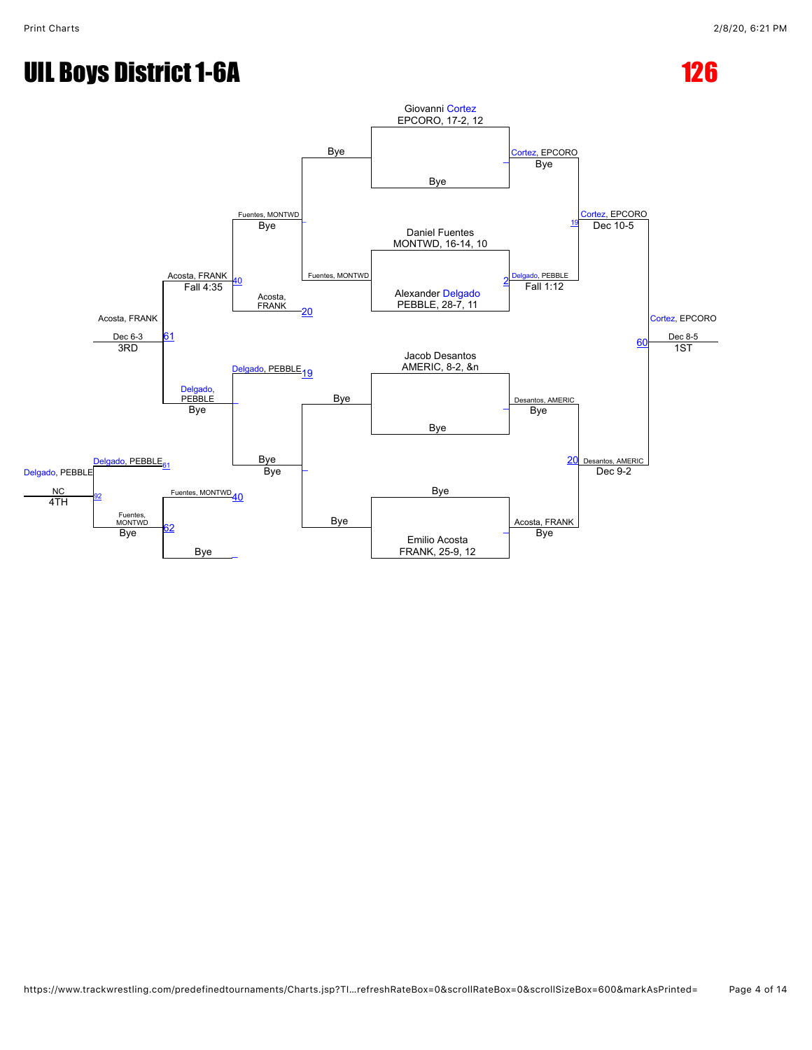# UIL Boys District 1-6A

# 126

## Championship Bracket

**Round 1**

- Giovanni Cortez, EPCORO, 17-2, 12 vs. Bye — Cortez, EPCORO (Bye)
- Daniel Fuentes, MONTWD, 16-14, 10 vs. Alexander Delgado, PEBBLE, 28-7, 11 — Delgado, PEBBLE (Fall 1:12) [2]
- Jacob Desantos, AMERIC, 8-2, &n vs. Bye — Desantos, AMERIC (Bye)
- Bye vs. Emilio Acosta, FRANK, 25-9, 12 — Acosta, FRANK (Bye)

**Semifinals**

- Cortez, EPCORO vs. Delgado, PEBBLE — Cortez, EPCORO (Dec 10-5) [19]
- Desantos, AMERIC vs. Acosta, FRANK — Desantos, AMERIC (Dec 9-2) [20]

**Final**

- Cortez, EPCORO vs. Desantos, AMERIC — Cortez, EPCORO (Dec 8-5) [60] — 1ST

## Consolation Bracket

- Bye vs. Fuentes, MONTWD — Fuentes, MONTWD
- Fuentes, MONTWD (Bye) vs. Acosta, FRANK [20] — Acosta, FRANK (Fall 4:35) [40]
- Delgado, PEBBLE [19] vs. Bye — Delgado, PEBBLE (Bye)
- Bye vs. Bye — Bye
- Acosta, FRANK vs. Delgado, PEBBLE — Acosta, FRANK (Dec 6-3) [61] — 3RD
- Fuentes, MONTWD [40] vs. Bye — Fuentes, MONTWD (Bye) [62]
- Delgado, PEBBLE [61] vs. Fuentes, MONTWD — Delgado, PEBBLE (NC) [92] — 4TH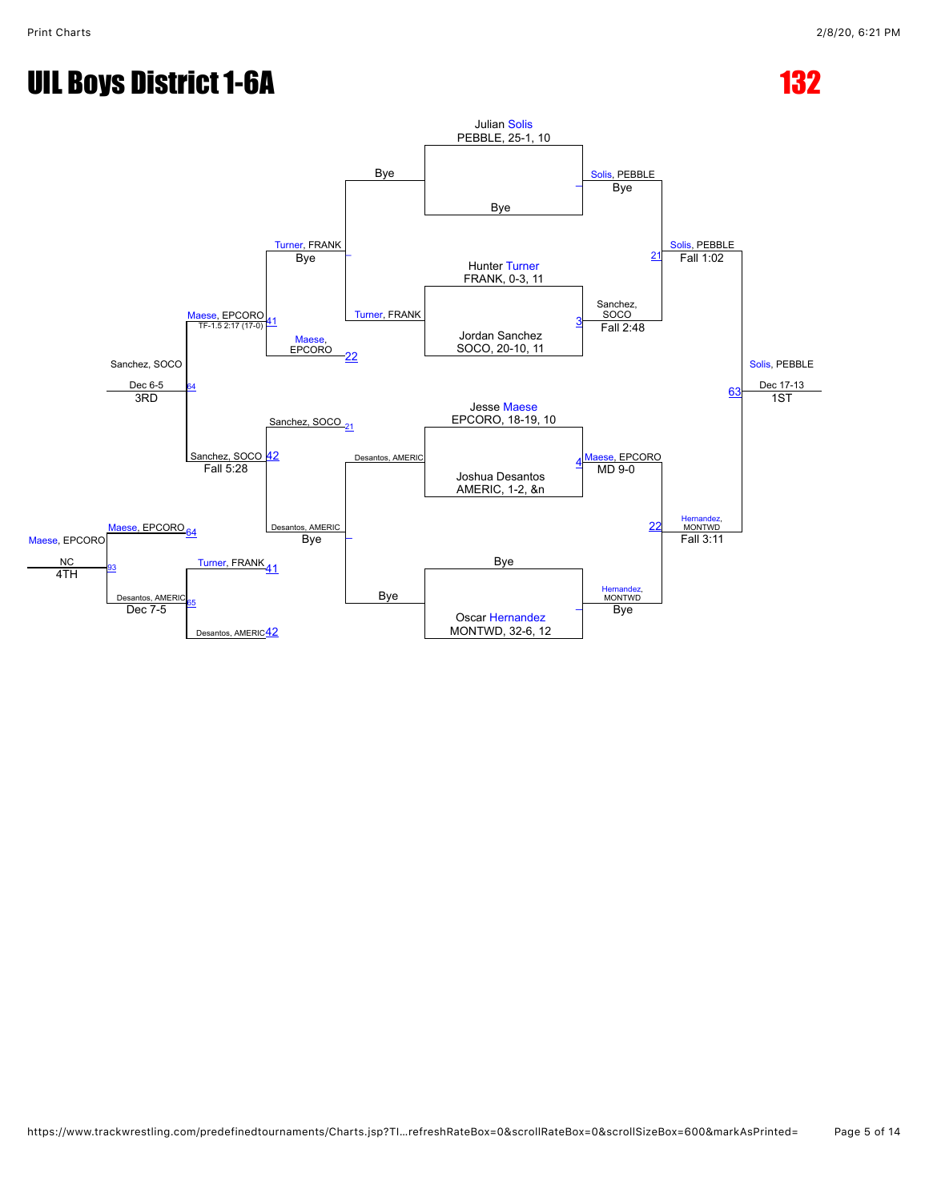# UIL Boys District 1-6A

# 132

## Championship Bracket

**Seeds / Entrants:**

- Julian Solis, PEBBLE, 25-1, 10
- Bye
- Hunter Turner, FRANK, 0-3, 11
- Jordan Sanchez, SOCO, 20-10, 11
- Jesse Maese, EPCORO, 18-19, 10
- Joshua Desantos, AMERIC, 1-2, &n
- Bye
- Oscar Hernandez, MONTWD, 32-6, 12

**Quarterfinals:**

- Solis, PEBBLE — Bye
- Sanchez, SOCO — Fall 2:48 (Match 3)
- Maese, EPCORO — MD 9-0 (Match 4)
- Hernandez, MONTWD — Bye

**Semifinals:**

- Solis, PEBBLE — Fall 1:02 (Match 21)
- Hernandez, MONTWD — Fall 3:11 (Match 22)

**Final (Match 63):**

- Solis, PEBBLE — Dec 17-13 — 1ST

## Consolation Bracket

**Consolation Round 1:**

- Turner, FRANK — Bye
- Desantos, AMERIC — Bye

**Consolation Round 2:**

- Turner, FRANK (Match 41)
- Maese, EPCORO (Match 22)
- Sanchez, SOCO (Match 21)
- Desantos, AMERIC (Match 42)

**Consolation Semifinals:**

- Maese, EPCORO — TF-1.5 2:17 (17-0) (Match 41)
- Sanchez, SOCO — Fall 5:28 (Match 42)

**3rd Place (Match 64):**

- Sanchez, SOCO — Dec 6-5 — 3RD

**5th Place Bracket:**

- Maese, EPCORO (Match 64)
- Turner, FRANK (Match 41)
- Desantos, AMERIC (Match 42)
- Desantos, AMERIC — Dec 7-5 (Match 65)

**4th Place (Match 93):**

- Maese, EPCORO — NC — 4TH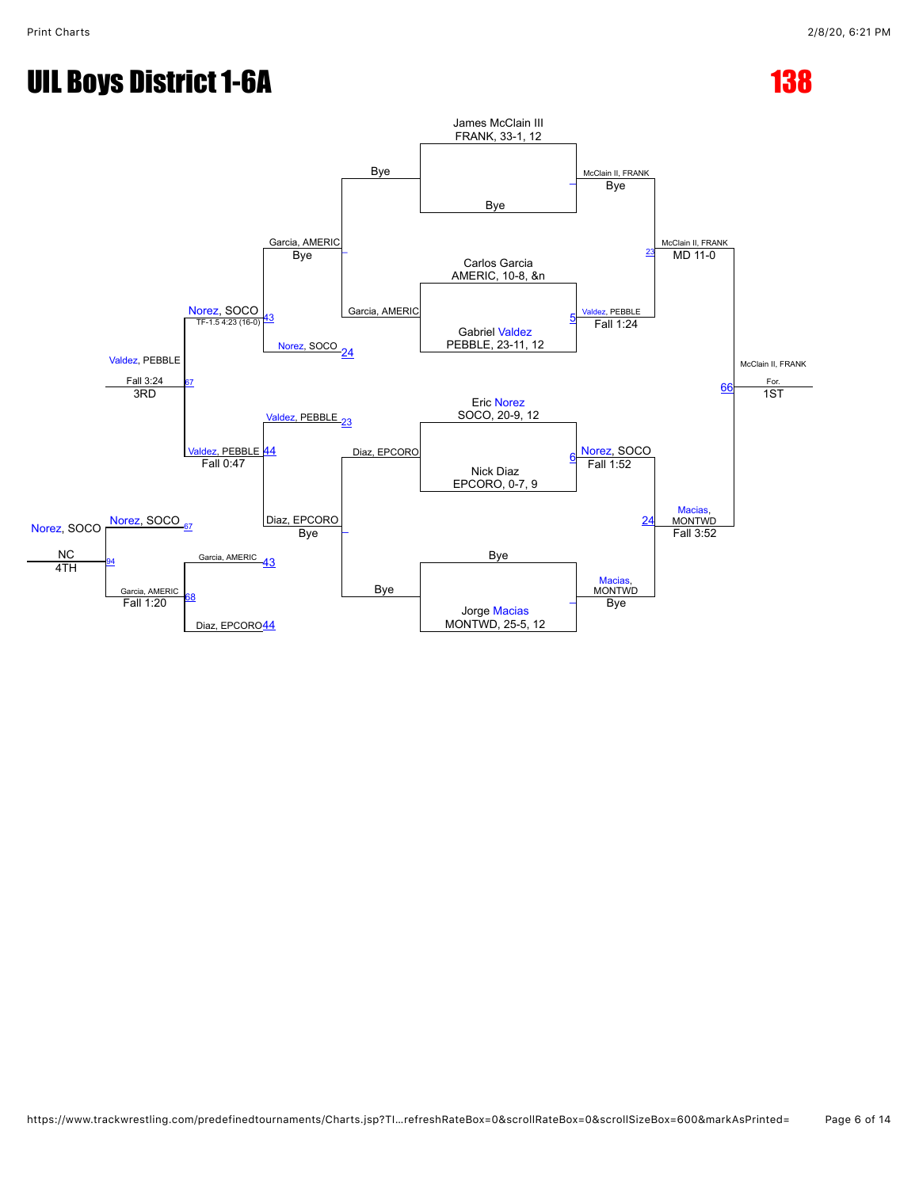# UIL Boys District 1-6A

# 138

**Championship Bracket**

James McClain III
FRANK, 33-1, 12

Bye

McClain II, FRANK
Bye

Carlos Garcia
AMERIC, 10-8, &n

Gabriel Valdez
PEBBLE, 23-11, 12

Valdez, PEBBLE
Fall 1:24

McClain II, FRANK
MD 11-0

Eric Norez
SOCO, 20-9, 12

Nick Diaz
EPCORO, 0-7, 9

Norez, SOCO
Fall 1:52

Bye

Jorge Macias
MONTWD, 25-5, 12

Macias, MONTWD
Bye

Macias, MONTWD
Fall 3:52

McClain II, FRANK
For.
1ST

**Consolation Bracket**

Bye

Garcia, AMERIC

Garcia, AMERIC
Bye

Norez, SOCO

Diaz, EPCORO

Bye

Diaz, EPCORO
Bye

Valdez, PEBBLE

Norez, SOCO
TF-1.5 4:23 (16-0)

Valdez, PEBBLE
Fall 0:47

Valdez, PEBBLE
Fall 3:24
3RD

Norez, SOCO

Garcia, AMERIC

Diaz, EPCORO

Garcia, AMERIC
Fall 1:20

Norez, SOCO
NC
4TH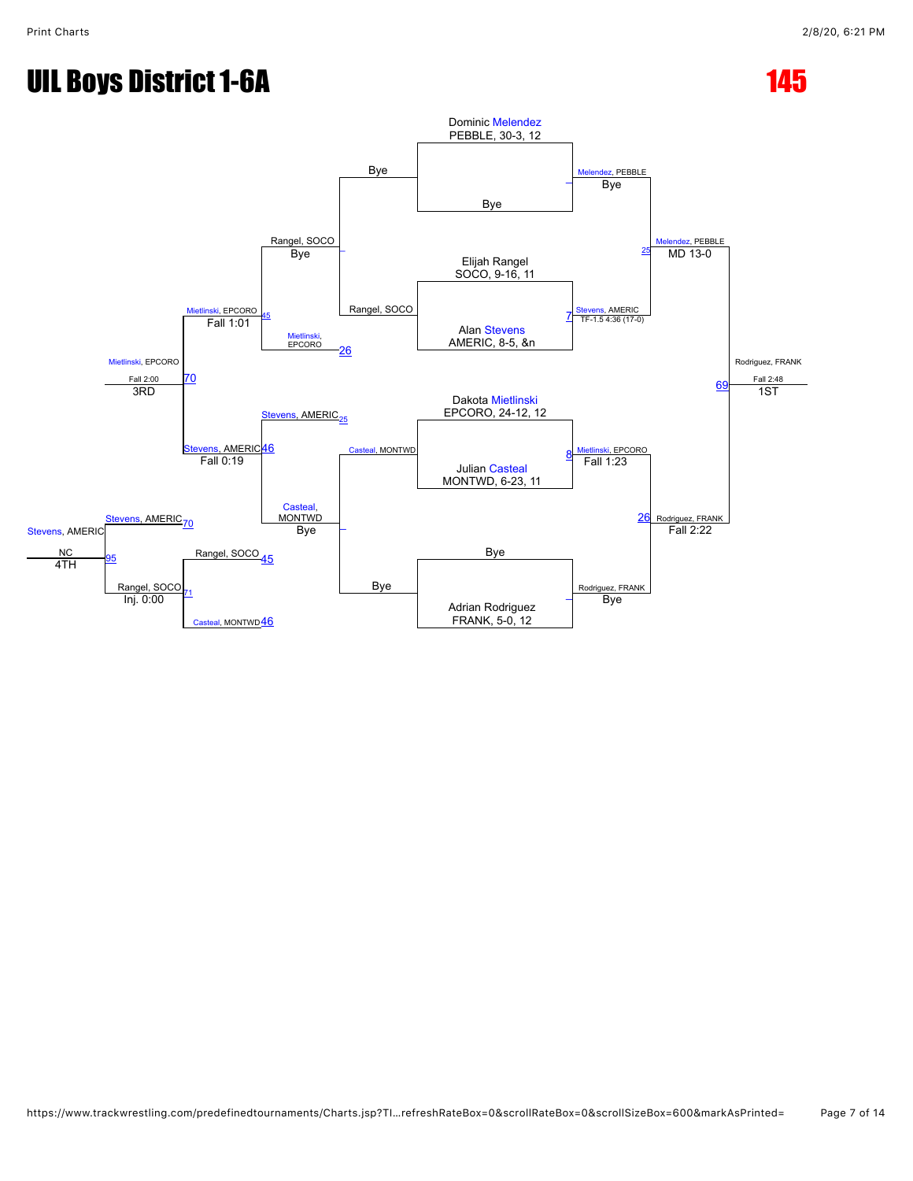# UIL Boys District 1-6A

# 145

## Championship Bracket

**First Round**

- Dominic Melendez, PEBBLE, 30-3, 12 vs Bye — Melendez, PEBBLE (Bye) [Match —]
- Elijah Rangel, SOCO, 9-16, 11 vs Alan Stevens, AMERIC, 8-5, &n — Stevens, AMERIC, TF-1.5 4:36 (17-0) [Match 7]
- Dakota Mietlinski, EPCORO, 24-12, 12 vs Julian Casteal, MONTWD, 6-23, 11 — Mietlinski, EPCORO, Fall 1:23 [Match 8]
- Bye vs Adrian Rodriguez, FRANK, 5-0, 12 — Rodriguez, FRANK (Bye) [Match —]

**Semifinals**

- Melendez, PEBBLE vs Stevens, AMERIC — Melendez, PEBBLE, MD 13-0 [Match 25]
- Mietlinski, EPCORO vs Rodriguez, FRANK — Rodriguez, FRANK, Fall 2:22 [Match 26]

**Final**

- Melendez, PEBBLE vs Rodriguez, FRANK — Rodriguez, FRANK, Fall 2:48 [Match 69] — **1ST**

## Consolation Bracket

- Bye vs Rangel, SOCO — Rangel, SOCO (Bye) [Match —]
- Bye vs Casteal, MONTWD — Casteal, MONTWD (Bye) [Match —]
- Rangel, SOCO vs Mietlinski, EPCORO — Mietlinski, EPCORO, Fall 1:01 [Match 45]
- Stevens, AMERIC vs Casteal, MONTWD — Stevens, AMERIC, Fall 0:19 [Match 46]
- Mietlinski, EPCORO vs Stevens, AMERIC — Mietlinski, EPCORO, Fall 2:00 [Match 70] — **3RD**
- Rangel, SOCO vs Casteal, MONTWD — Rangel, SOCO, Inj. 0:00 [Match 71]
- Stevens, AMERIC vs Rangel, SOCO — Stevens, AMERIC, NC [Match 95] — **4TH**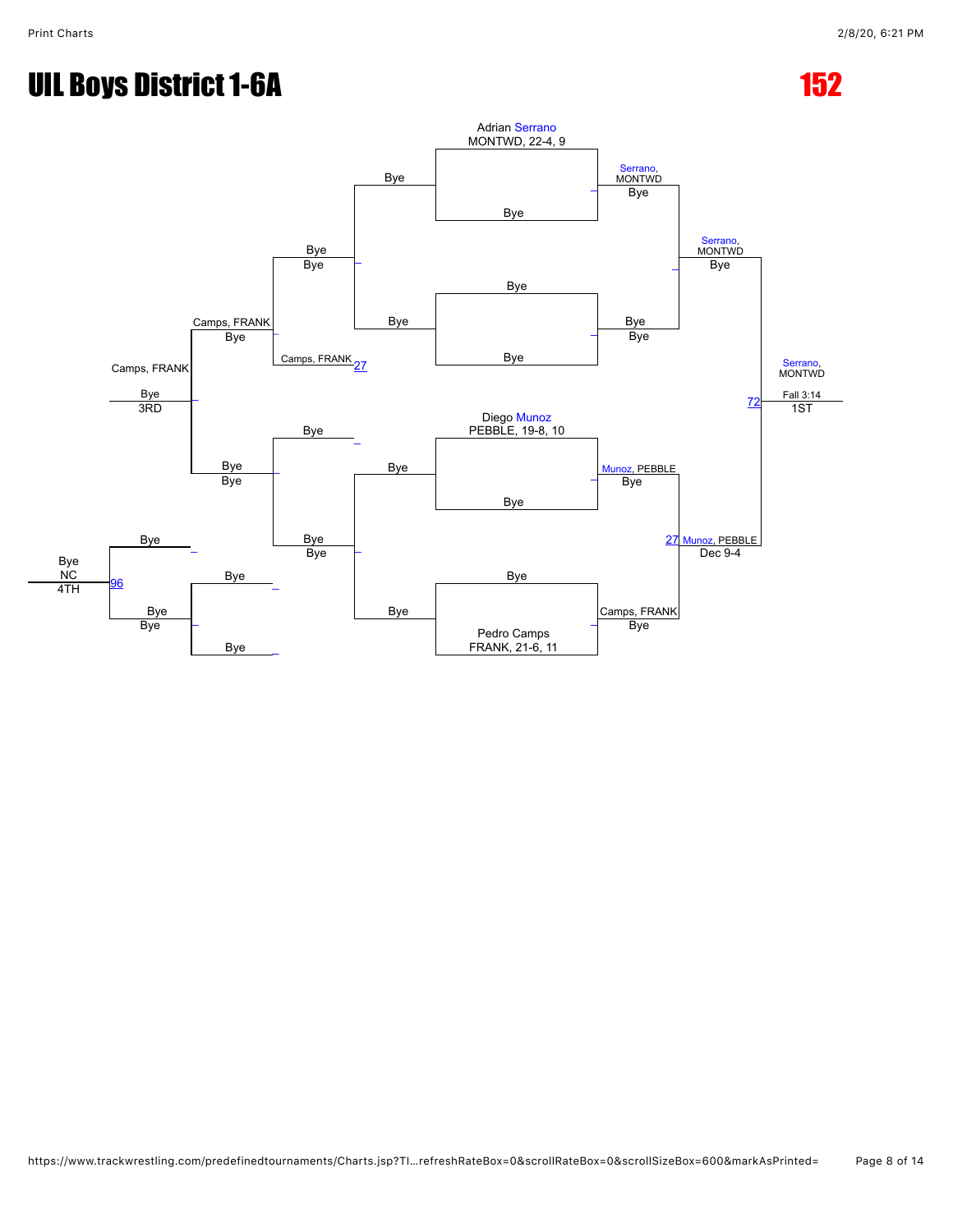# UIL Boys District 1-6A

# 152

Adrian Serrano
MONTWD, 22-4, 9

Bye

Bye

Serrano, MONTWD
Bye

Bye
Bye

Serrano, MONTWD
Bye

Bye

Bye

Bye
Bye

Camps, FRANK
Bye

Camps, FRANK 27

Bye

Camps, FRANK

Bye
3RD

Serrano, MONTWD

Fall 3:14
72
1ST

Bye

Diego Munoz
PEBBLE, 19-8, 10

Bye
Bye

Bye

Munoz, PEBBLE
Bye

Bye

27 Munoz, PEBBLE
Dec 9-4

Bye
Bye

Bye

Bye
NC
4TH

96

Bye

Bye

Bye

Bye
Bye

Bye

Camps, FRANK
Bye

Pedro Camps
FRANK, 21-6, 11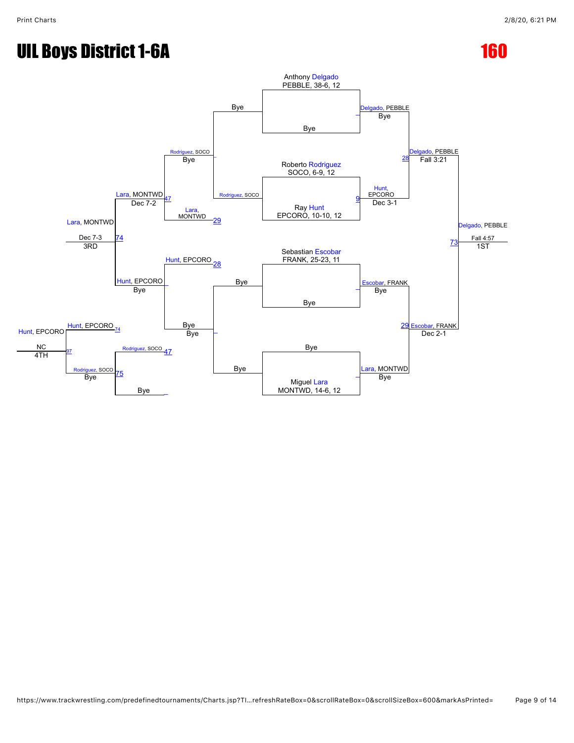# UIL Boys District 1-6A

## 160

### Championship Bracket

Anthony Delgado
PEBBLE, 38-6, 12

Bye

Roberto Rodriguez
SOCO, 6-9, 12

Ray Hunt
EPCORO, 10-10, 12

Sebastian Escobar
FRANK, 25-23, 11

Bye

Bye

Miguel Lara
MONTWD, 14-6, 12

**Quarterfinals**

- Delgado, PEBBLE — Bye
- Hunt, EPCORO — Dec 3-1 (9)
- Escobar, FRANK — Bye
- Lara, MONTWD — Bye

**Semifinals**

- Delgado, PEBBLE — Fall 3:21 (28)
- Escobar, FRANK — Dec 2-1 (29)

**Final**

- Delgado, PEBBLE — Fall 4:57 (73) — 1ST

### Consolation Bracket

- Rodriguez, SOCO — Bye
- Lara, MONTWD (29)
- Hunt, EPCORO (28)
- Bye — Bye
- Rodriguez, SOCO (47)
- Bye
- Lara, MONTWD — Dec 7-2 (47)
- Hunt, EPCORO — Bye
- Rodriguez, SOCO — Bye (75)
- Hunt, EPCORO (74)

**3rd Place**

- Lara, MONTWD — Dec 7-3 (74) — 3RD

**4th Place**

- Hunt, EPCORO — NC (97) — 4TH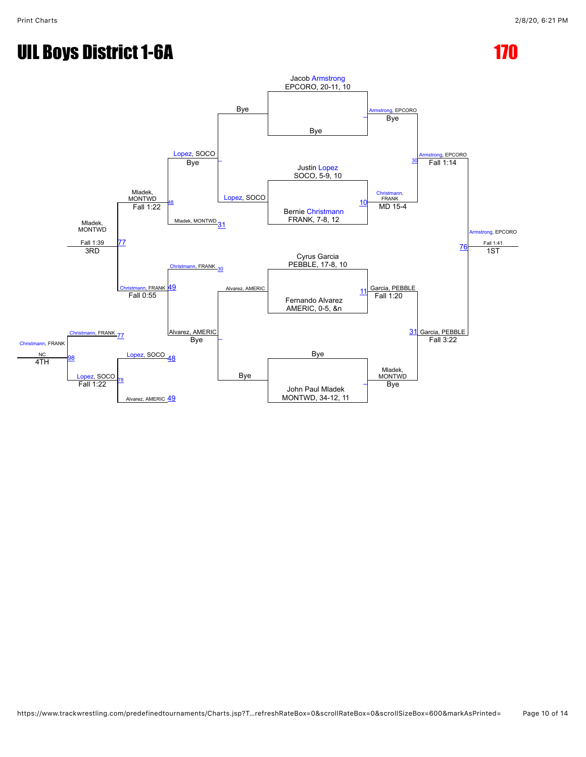# UIL Boys District 1-6A

## 170

### Championship Bracket

**Quarterfinals**

- Jacob Armstrong, EPCORO, 20-11, 10 vs Bye — Armstrong, EPCORO (Bye)
- Justin Lopez, SOCO, 5-9, 10 vs Bernie Christmann, FRANK, 7-8, 12 — Match 10: Christmann, FRANK (MD 15-4)
- Cyrus Garcia, PEBBLE, 17-8, 10 vs Fernando Alvarez, AMERIC, 0-5, &n — Match 11: Garcia, PEBBLE (Fall 1:20)
- Bye vs John Paul Mladek, MONTWD, 34-12, 11 — Mladek, MONTWD (Bye)

**Semifinals**

- Match 30: Armstrong, EPCORO vs Christmann, FRANK — Armstrong, EPCORO (Fall 1:14)
- Match 31: Garcia, PEBBLE vs Mladek, MONTWD — Garcia, PEBBLE (Fall 3:22)

**Finals**

- Match 76: Armstrong, EPCORO vs Garcia, PEBBLE — Armstrong, EPCORO (Fall 1:41) — **1ST**

### Consolation Bracket

**Consolation Round 1**

- Bye vs Lopez, SOCO — Lopez, SOCO (Bye)
- Alvarez, AMERIC vs Bye — Alvarez, AMERIC (Bye)

**Consolation Round 2**

- Match 48: Lopez, SOCO vs Mladek, MONTWD (loser of 31) — Mladek, MONTWD (Fall 1:22)
- Match 49: Christmann, FRANK (loser of 30) vs Alvarez, AMERIC — Christmann, FRANK (Fall 0:55)

**3rd Place**

- Match 77: Mladek, MONTWD vs Christmann, FRANK — Mladek, MONTWD (Fall 1:39) — **3RD**

**5th Place**

- Match 78: Lopez, SOCO (loser of 48) vs Alvarez, AMERIC (loser of 49) — Lopez, SOCO (Fall 1:22)

**2nd Place Challenge**

- Match 98: Christmann, FRANK (loser of 77) vs Lopez, SOCO — Christmann, FRANK (NC) — **4TH**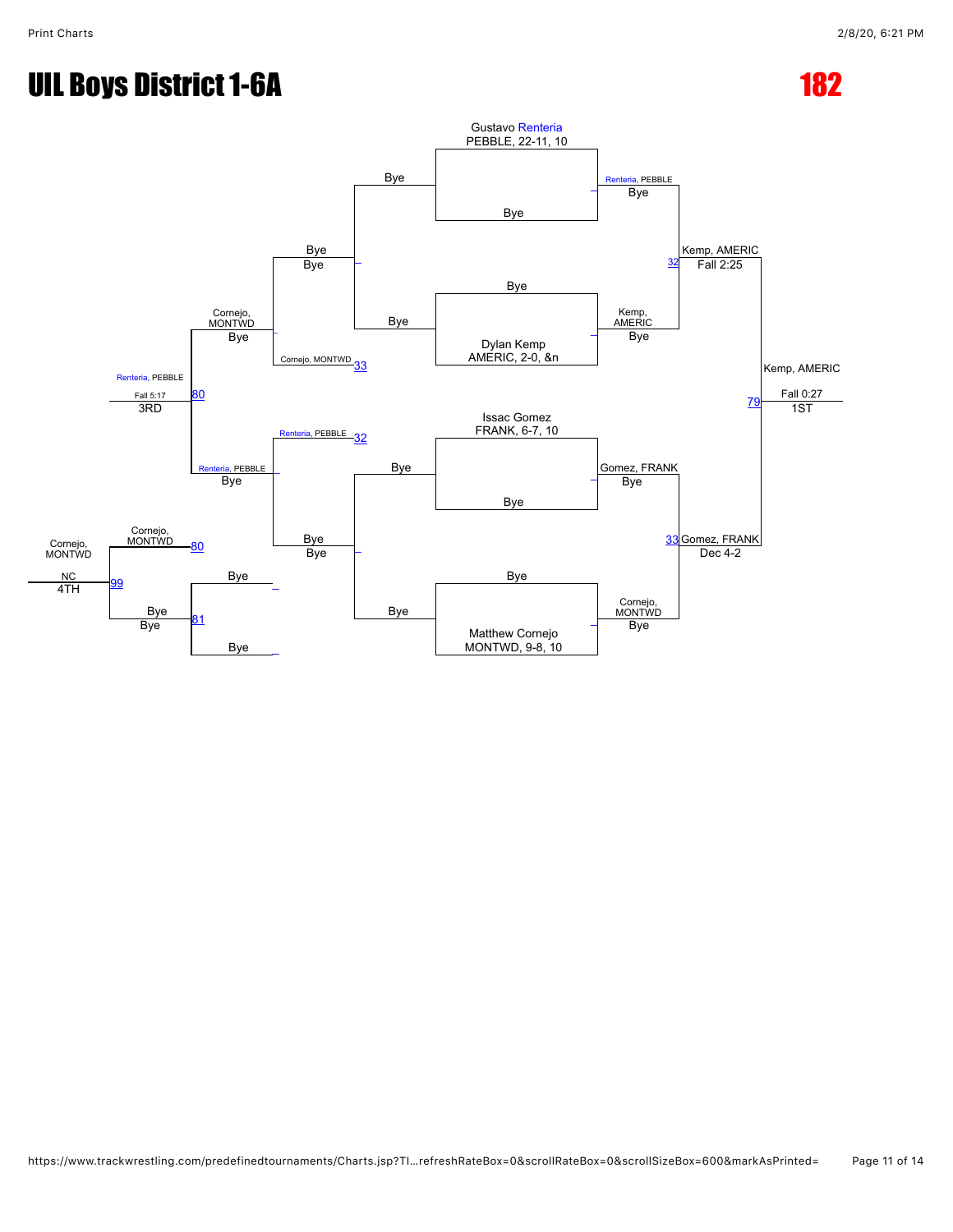# UIL Boys District 1-6A

# 182

**Championship Bracket**

Gustavo Renteria, PEBBLE, 22-11, 10 — Bye
Renteria, PEBBLE — Bye

Dylan Kemp, AMERIC, 2-0, &n — Bye
Kemp, AMERIC — Bye

Kemp, AMERIC — Fall 2:25 (32)

Issac Gomez, FRANK, 6-7, 10 — Bye
Gomez, FRANK — Bye

Matthew Cornejo, MONTWD, 9-8, 10 — Bye
Cornejo, MONTWD — Bye

Gomez, FRANK — Dec 4-2 (33)

Kemp, AMERIC — Fall 0:27 (79) — 1ST

**Consolation Bracket**

Bye / Bye — Bye
Cornejo, MONTWD (33) — Cornejo, MONTWD — Bye

Renteria, PEBBLE (32) / Bye / Bye — Renteria, PEBBLE — Bye

Renteria, PEBBLE — Fall 5:17 (80) — 3RD

Bye / Bye (81) — Bye / Bye

Cornejo, MONTWD (80)

Cornejo, MONTWD — NC (99) — 4TH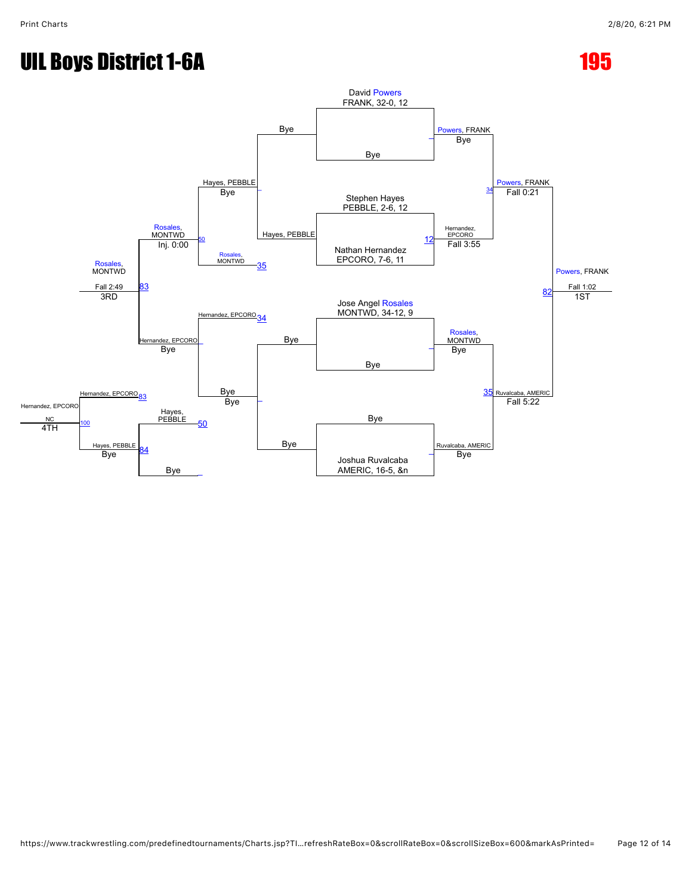# UIL Boys District 1-6A

# 195

## Championship Bracket

David Powers
FRANK, 32-0, 12

Bye

Stephen Hayes
PEBBLE, 2-6, 12

Nathan Hernandez
EPCORO, 7-6, 11

Jose Angel Rosales
MONTWD, 34-12, 9

Bye

Bye

Joshua Ruvalcaba
AMERIC, 16-5, &n

Powers, FRANK
Bye

Hernandez, EPCORO
Fall 3:55 (12)

Rosales, MONTWD
Bye

Ruvalcaba, AMERIC
Bye

Powers, FRANK
Fall 0:21 (34)

Ruvalcaba, AMERIC
Fall 5:22 (35)

Powers, FRANK
Fall 1:02 (82)
1ST

## Consolation Bracket

Bye
Hayes, PEBBLE

Bye
Bye

Hayes, PEBBLE
Bye

Rosales, MONTWD (35)

Hernandez, EPCORO (34)

Bye
Bye

Rosales, MONTWD
Inj. 0:00 (50)

Hernandez, EPCORO
Bye

Hayes, PEBBLE (50)

Bye

Rosales, MONTWD
Fall 2:49 (83)
3RD

Hernandez, EPCORO (83)

Hayes, PEBBLE (84)
Bye

Hernandez, EPCORO
NC (100)
4TH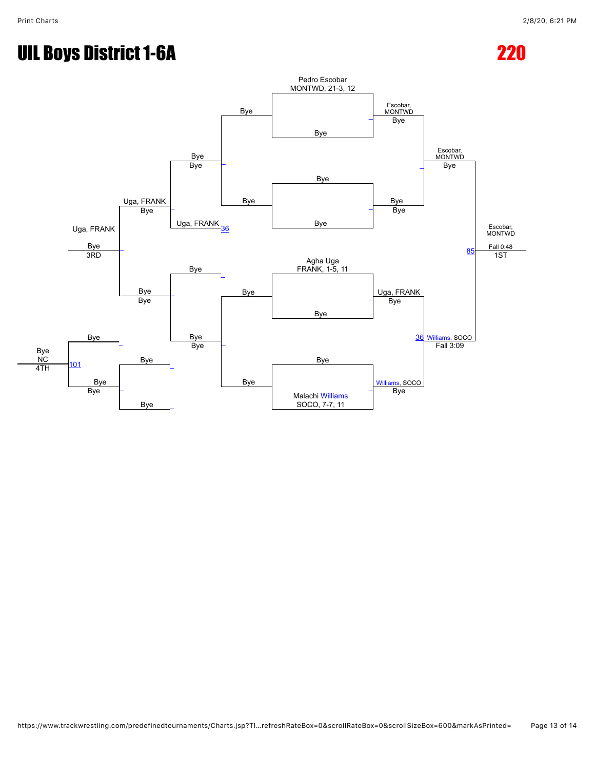# UIL Boys District 1-6A

## 220

Pedro Escobar
MONTWD, 21-3, 12

Bye

Bye

Escobar, MONTWD
Bye

Bye
Bye

Bye

Bye

Bye

Bye
Bye

Escobar, MONTWD
Bye

Uga, FRANK
Bye

Uga, FRANK 36

Escobar, MONTWD
Fall 0:48
85
1ST

Uga, FRANK
Bye
3RD

Agha Uga
FRANK, 1-5, 11

Bye

Bye

Bye

Bye
Bye

Uga, FRANK
Bye

Bye

36 Williams, SOCO
Fall 3:09

Bye
Bye

Bye
NC
4TH

Bye

101

Bye

Bye

Bye
Bye

Bye

Bye

Malachi Williams
SOCO, 7-7, 11

Williams, SOCO
Bye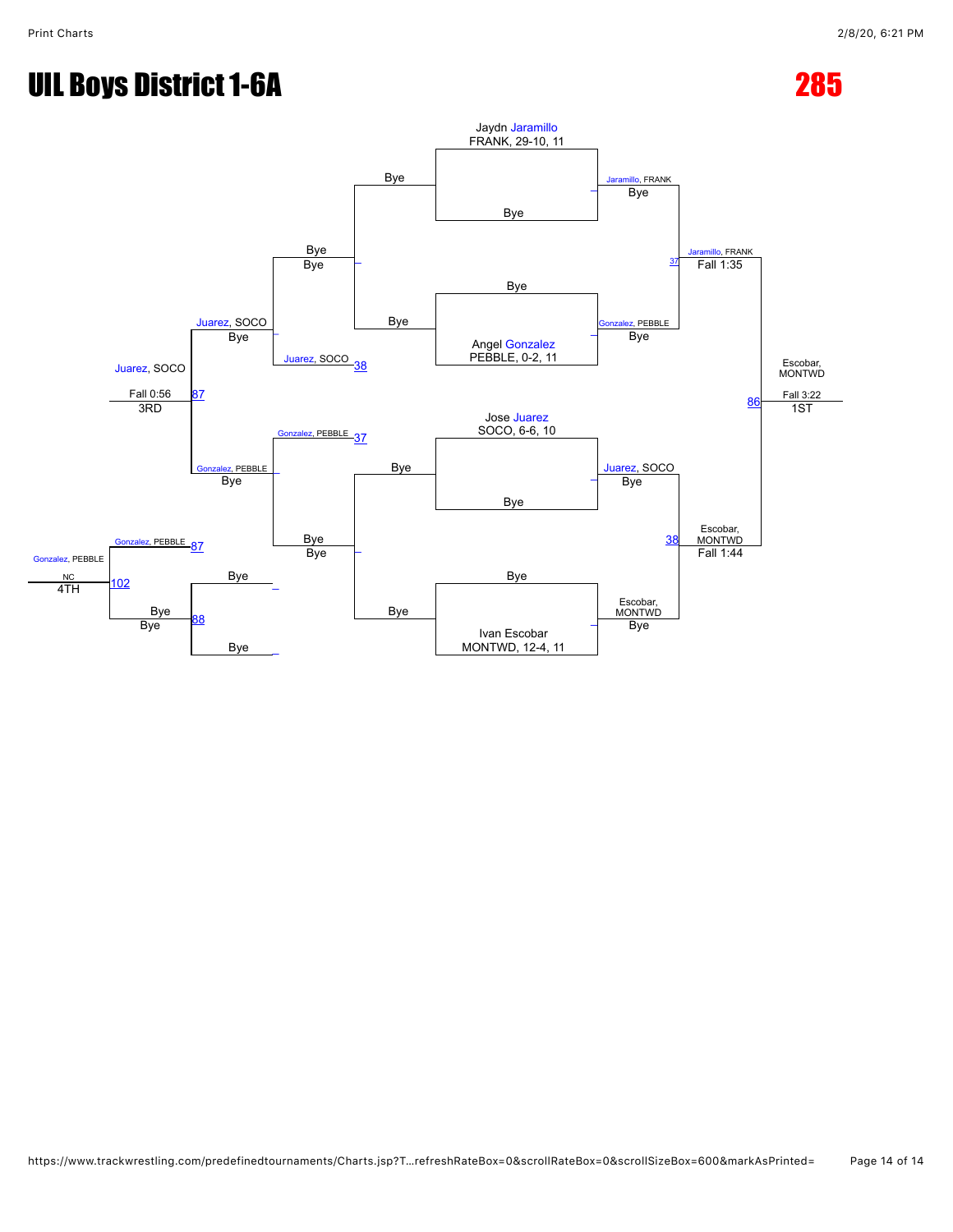# UIL Boys District 1-6A

# 285

Jaydn Jaramillo
FRANK, 29-10, 11

Bye

Bye

Jaramillo, FRANK
Bye

Bye
Bye

Jaramillo, FRANK
37
Fall 1:35

Bye

Bye

Gonzalez, PEBBLE
Bye

Angel Gonzalez
PEBBLE, 0-2, 11

Juarez, SOCO
Bye

Juarez, SOCO 38

Juarez, SOCO

Fall 0:56
87
3RD

Escobar, MONTWD

86
Fall 3:22
1ST

Gonzalez, PEBBLE 37

Jose Juarez
SOCO, 6-6, 10

Bye

Juarez, SOCO
Bye

Gonzalez, PEBBLE
Bye

Bye

Escobar, MONTWD
38
Fall 1:44

Bye
Bye

Gonzalez, PEBBLE 87

Gonzalez, PEBBLE

NC
4TH
102

Bye

Bye

Bye
Bye
88

Bye

Escobar, MONTWD
Bye

Ivan Escobar
MONTWD, 12-4, 11

Bye